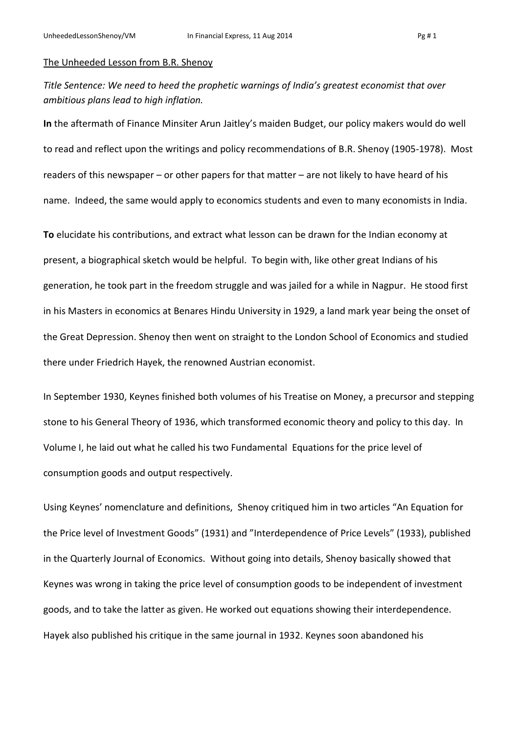The Unheeded Lesson from B.R. Shenoy

*Title Sentence: We need to heed the prophetic warnings of India's greatest economist that over ambitious plans lead to high inflation.*

**In** the aftermath of Finance Minsiter Arun Jaitley's maiden Budget, our policy makers would do well to read and reflect upon the writings and policy recommendations of B.R. Shenoy (1905-1978). Most readers of this newspaper – or other papers for that matter – are not likely to have heard of his name. Indeed, the same would apply to economics students and even to many economists in India.

**To** elucidate his contributions, and extract what lesson can be drawn for the Indian economy at present, a biographical sketch would be helpful. To begin with, like other great Indians of his generation, he took part in the freedom struggle and was jailed for a while in Nagpur. He stood first in his Masters in economics at Benares Hindu University in 1929, a land mark year being the onset of the Great Depression. Shenoy then went on straight to the London School of Economics and studied there under Friedrich Hayek, the renowned Austrian economist.

In September 1930, Keynes finished both volumes of his Treatise on Money, a precursor and stepping stone to his General Theory of 1936, which transformed economic theory and policy to this day. In Volume I, he laid out what he called his two Fundamental Equations for the price level of consumption goods and output respectively.

Using Keynes' nomenclature and definitions, Shenoy critiqued him in two articles "An Equation for the Price level of Investment Goods" (1931) and "Interdependence of Price Levels" (1933), published in the Quarterly Journal of Economics. Without going into details, Shenoy basically showed that Keynes was wrong in taking the price level of consumption goods to be independent of investment goods, and to take the latter as given. He worked out equations showing their interdependence. Hayek also published his critique in the same journal in 1932. Keynes soon abandoned his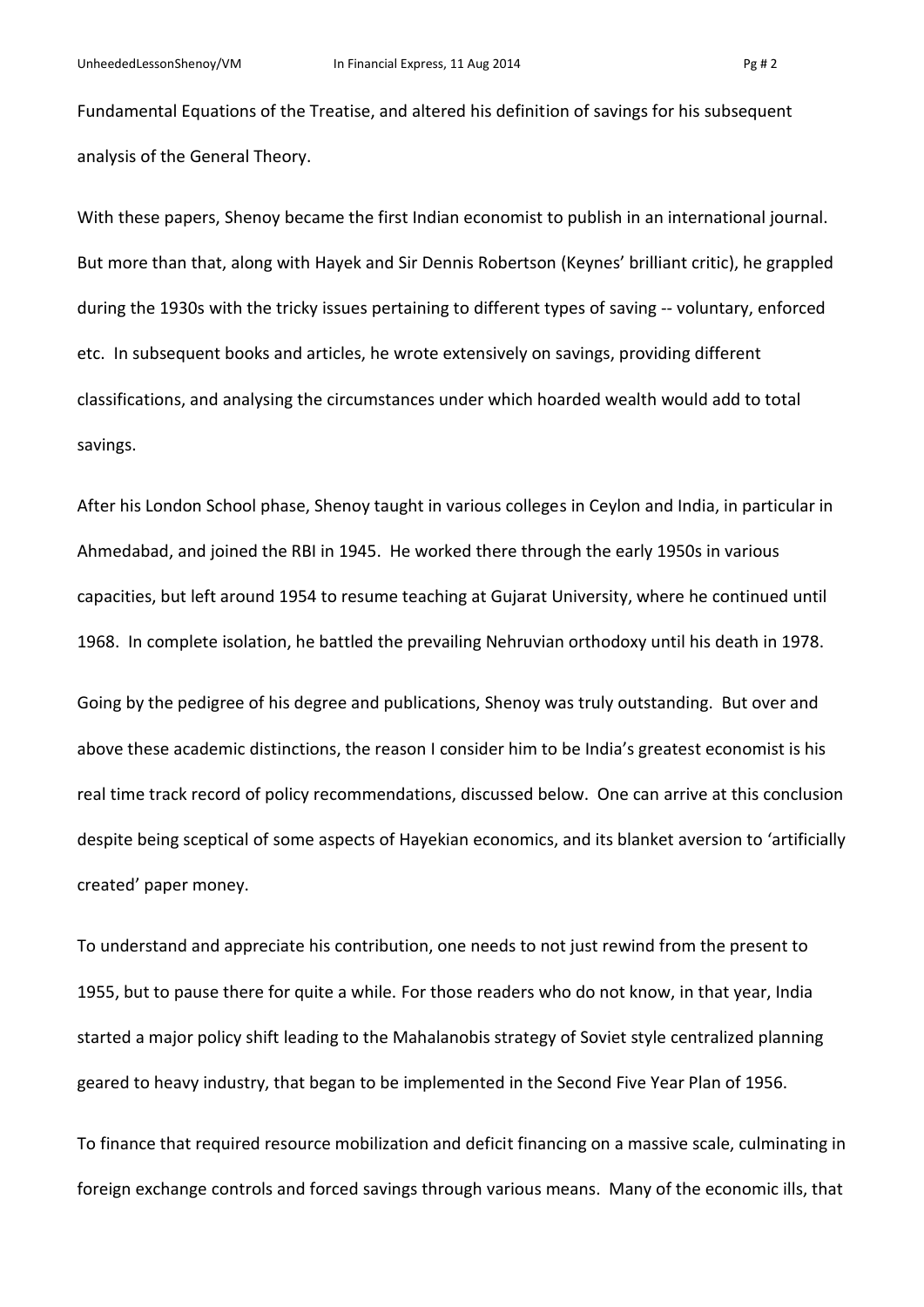Fundamental Equations of the Treatise, and altered his definition of savings for his subsequent analysis of the General Theory.

With these papers, Shenoy became the first Indian economist to publish in an international journal. But more than that, along with Hayek and Sir Dennis Robertson (Keynes' brilliant critic), he grappled during the 1930s with the tricky issues pertaining to different types of saving -- voluntary, enforced etc. In subsequent books and articles, he wrote extensively on savings, providing different classifications, and analysing the circumstances under which hoarded wealth would add to total savings.

After his London School phase, Shenoy taught in various colleges in Ceylon and India, in particular in Ahmedabad, and joined the RBI in 1945. He worked there through the early 1950s in various capacities, but left around 1954 to resume teaching at Gujarat University, where he continued until 1968. In complete isolation, he battled the prevailing Nehruvian orthodoxy until his death in 1978.

Going by the pedigree of his degree and publications, Shenoy was truly outstanding. But over and above these academic distinctions, the reason I consider him to be India's greatest economist is his real time track record of policy recommendations, discussed below. One can arrive at this conclusion despite being sceptical of some aspects of Hayekian economics, and its blanket aversion to 'artificially created' paper money.

To understand and appreciate his contribution, one needs to not just rewind from the present to 1955, but to pause there for quite a while. For those readers who do not know, in that year, India started a major policy shift leading to the Mahalanobis strategy of Soviet style centralized planning geared to heavy industry, that began to be implemented in the Second Five Year Plan of 1956.

To finance that required resource mobilization and deficit financing on a massive scale, culminating in foreign exchange controls and forced savings through various means. Many of the economic ills, that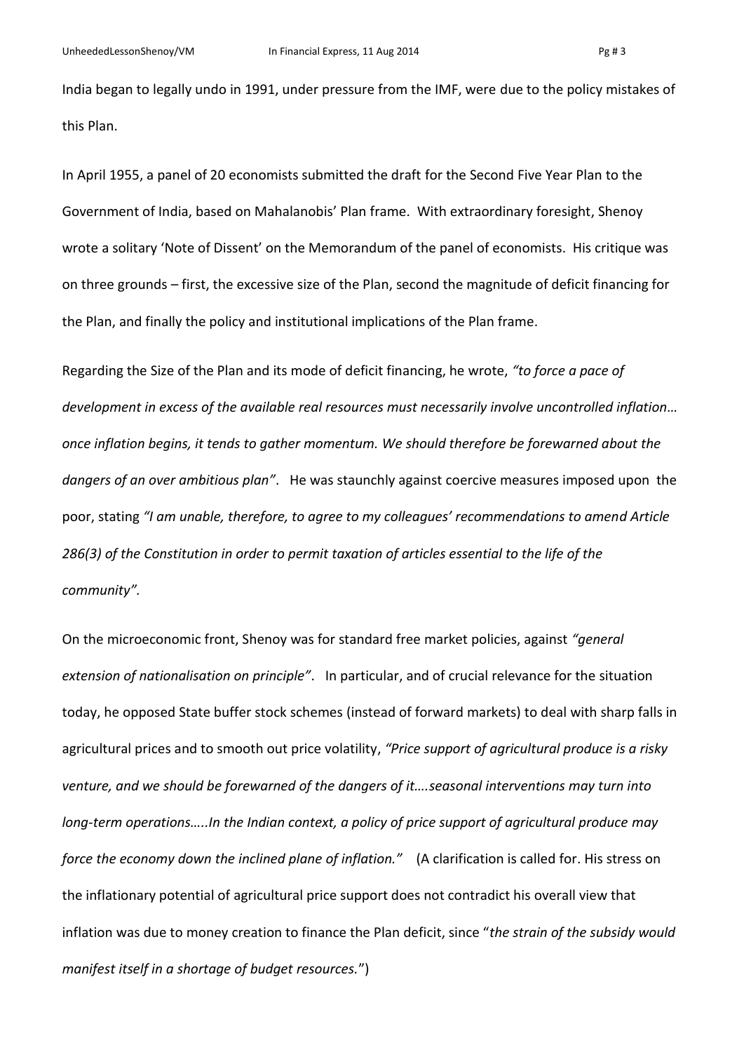India began to legally undo in 1991, under pressure from the IMF, were due to the policy mistakes of this Plan.

In April 1955, a panel of 20 economists submitted the draft for the Second Five Year Plan to the Government of India, based on Mahalanobis' Plan frame. With extraordinary foresight, Shenoy wrote a solitary 'Note of Dissent' on the Memorandum of the panel of economists. His critique was on three grounds – first, the excessive size of the Plan, second the magnitude of deficit financing for the Plan, and finally the policy and institutional implications of the Plan frame.

Regarding the Size of the Plan and its mode of deficit financing, he wrote, *"to force a pace of development in excess of the available real resources must necessarily involve uncontrolled inflation… once inflation begins, it tends to gather momentum. We should therefore be forewarned about the dangers of an over ambitious plan"*. He was staunchly against coercive measures imposed upon the poor, stating *"I am unable, therefore, to agree to my colleagues' recommendations to amend Article 286(3) of the Constitution in order to permit taxation of articles essential to the life of the community".*

On the microeconomic front, Shenoy was for standard free market policies, against *"general extension of nationalisation on principle"*. In particular, and of crucial relevance for the situation today, he opposed State buffer stock schemes (instead of forward markets) to deal with sharp falls in agricultural prices and to smooth out price volatility, *"Price support of agricultural produce is a risky venture, and we should be forewarned of the dangers of it….seasonal interventions may turn into long-term operations…..In the Indian context, a policy of price support of agricultural produce may force the economy down the inclined plane of inflation."* (A clarification is called for. His stress on the inflationary potential of agricultural price support does not contradict his overall view that inflation was due to money creation to finance the Plan deficit, since "*the strain of the subsidy would manifest itself in a shortage of budget resources.*")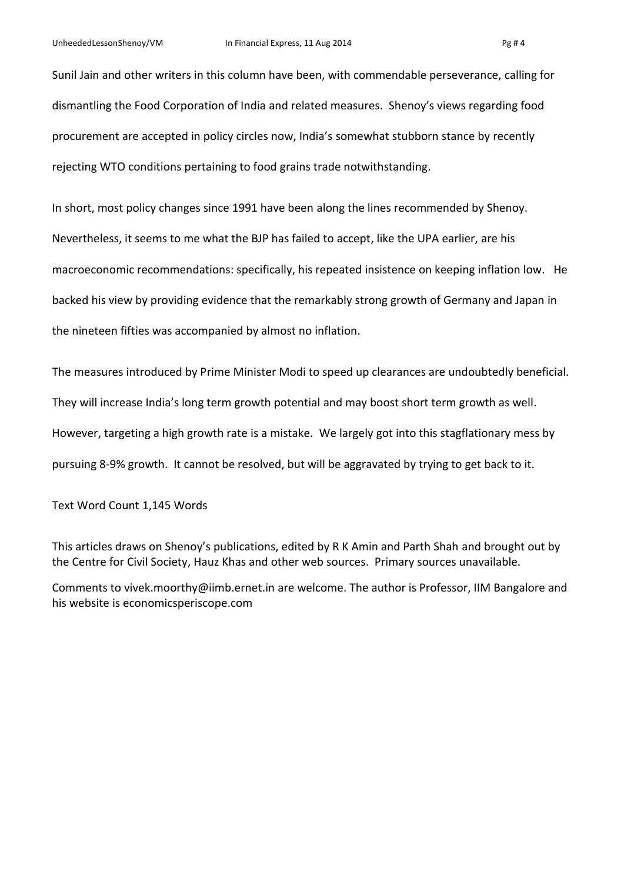Sunil Jain and other writers in this column have been, with commendable perseverance, calling for dismantling the Food Corporation of India and related measures. Shenoy's views regarding food procurement are accepted in policy circles now, India's somewhat stubborn stance by recently rejecting WTO conditions pertaining to food grains trade notwithstanding.

In short, most policy changes since 1991 have been along the lines recommended by Shenoy. Nevertheless, it seems to me what the BJP has failed to accept, like the UPA earlier, are his macroeconomic recommendations: specifically, his repeated insistence on keeping inflation low. He backed his view by providing evidence that the remarkably strong growth of Germany and Japan in the nineteen fifties was accompanied by almost no inflation.

The measures introduced by Prime Minister Modi to speed up clearances are undoubtedly beneficial. They will increase India's long term growth potential and may boost short term growth as well. However, targeting a high growth rate is a mistake. We largely got into this stagflationary mess by pursuing 8-9% growth. It cannot be resolved, but will be aggravated by trying to get back to it.

Text Word Count 1,145 Words

This articles draws on Shenoy's publications, edited by R K Amin and Parth Shah and brought out by the Centre for Civil Society, Hauz Khas and other web sources. Primary sources unavailable.

Comments to vivek.moorthy@iimb.ernet.in are welcome. The author is Professor, IIM Bangalore and his website is economicsperiscope.com